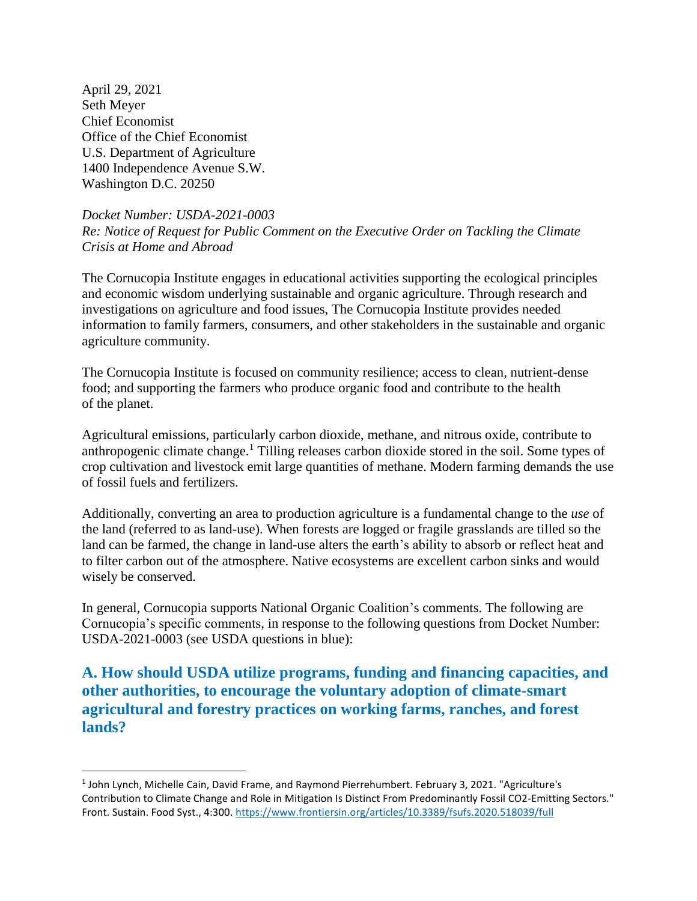April 29, 2021
Seth Meyer
Chief Economist
Office of the Chief Economist
U.S. Department of Agriculture
1400 Independence Avenue S.W.
Washington D.C. 20250

*Docket Number: USDA-2021-0003*
*Re: Notice of Request for Public Comment on the Executive Order on Tackling the Climate Crisis at Home and Abroad*

The Cornucopia Institute engages in educational activities supporting the ecological principles and economic wisdom underlying sustainable and organic agriculture. Through research and investigations on agriculture and food issues, The Cornucopia Institute provides needed information to family farmers, consumers, and other stakeholders in the sustainable and organic agriculture community.

The Cornucopia Institute is focused on community resilience; access to clean, nutrient-dense food; and supporting the farmers who produce organic food and contribute to the health of the planet.

Agricultural emissions, particularly carbon dioxide, methane, and nitrous oxide, contribute to anthropogenic climate change.[1] Tilling releases carbon dioxide stored in the soil. Some types of crop cultivation and livestock emit large quantities of methane. Modern farming demands the use of fossil fuels and fertilizers.

Additionally, converting an area to production agriculture is a fundamental change to the *use* of the land (referred to as land-use). When forests are logged or fragile grasslands are tilled so the land can be farmed, the change in land-use alters the earth's ability to absorb or reflect heat and to filter carbon out of the atmosphere. Native ecosystems are excellent carbon sinks and would wisely be conserved.

In general, Cornucopia supports National Organic Coalition's comments. The following are Cornucopia's specific comments, in response to the following questions from Docket Number: USDA-2021-0003 (see USDA questions in blue):

## A. How should USDA utilize programs, funding and financing capacities, and other authorities, to encourage the voluntary adoption of climate-smart agricultural and forestry practices on working farms, ranches, and forest lands?

---

[1] John Lynch, Michelle Cain, David Frame, and Raymond Pierrehumbert. February 3, 2021. "Agriculture's Contribution to Climate Change and Role in Mitigation Is Distinct From Predominantly Fossil CO2-Emitting Sectors." Front. Sustain. Food Syst., 4:300. https://www.frontiersin.org/articles/10.3389/fsufs.2020.518039/full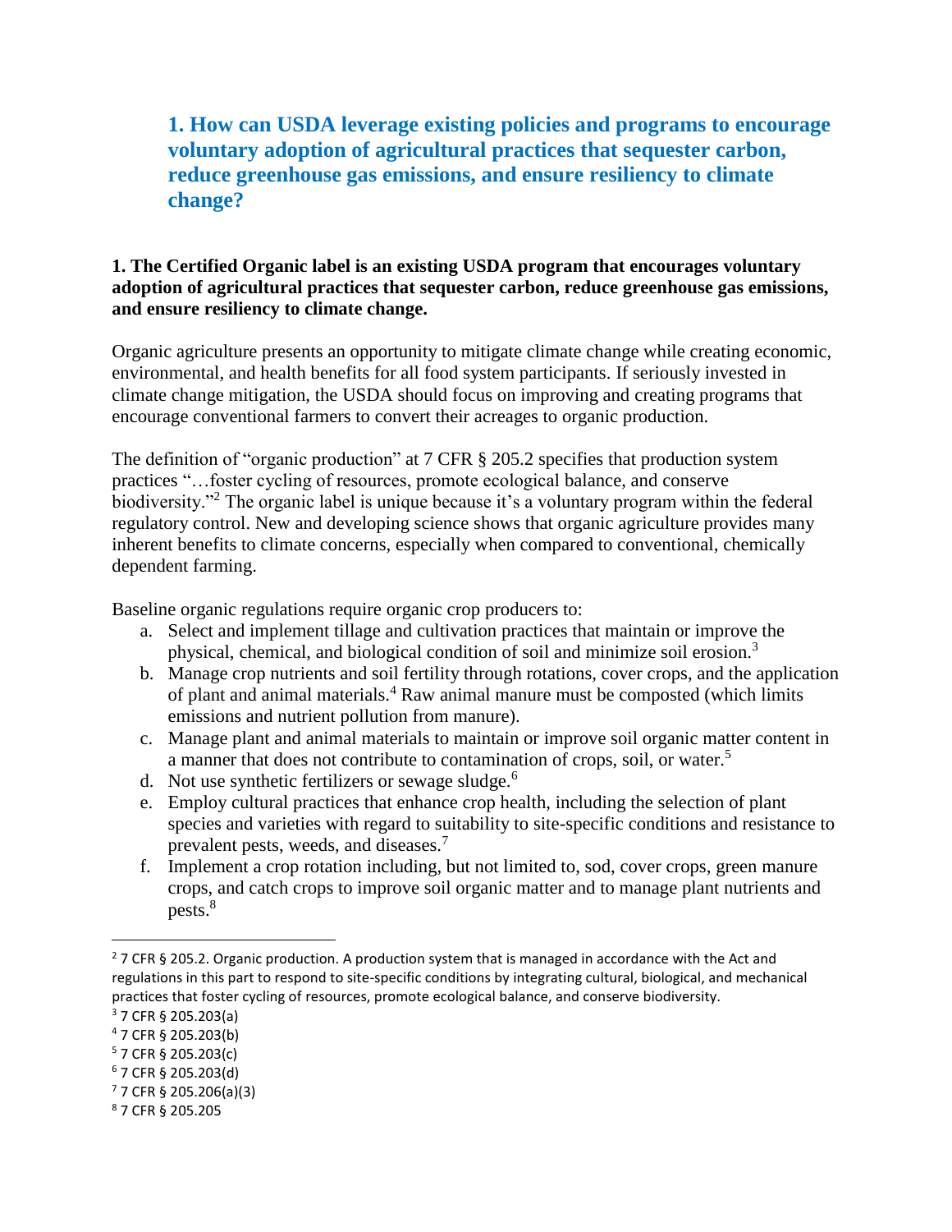## 1. How can USDA leverage existing policies and programs to encourage voluntary adoption of agricultural practices that sequester carbon, reduce greenhouse gas emissions, and ensure resiliency to climate change?

**1. The Certified Organic label is an existing USDA program that encourages voluntary adoption of agricultural practices that sequester carbon, reduce greenhouse gas emissions, and ensure resiliency to climate change.**

Organic agriculture presents an opportunity to mitigate climate change while creating economic, environmental, and health benefits for all food system participants. If seriously invested in climate change mitigation, the USDA should focus on improving and creating programs that encourage conventional farmers to convert their acreages to organic production.

The definition of "organic production" at 7 CFR § 205.2 specifies that production system practices "…foster cycling of resources, promote ecological balance, and conserve biodiversity."[2] The organic label is unique because it's a voluntary program within the federal regulatory control. New and developing science shows that organic agriculture provides many inherent benefits to climate concerns, especially when compared to conventional, chemically dependent farming.

Baseline organic regulations require organic crop producers to:

a. Select and implement tillage and cultivation practices that maintain or improve the physical, chemical, and biological condition of soil and minimize soil erosion.[3]
b. Manage crop nutrients and soil fertility through rotations, cover crops, and the application of plant and animal materials.[4] Raw animal manure must be composted (which limits emissions and nutrient pollution from manure).
c. Manage plant and animal materials to maintain or improve soil organic matter content in a manner that does not contribute to contamination of crops, soil, or water.[5]
d. Not use synthetic fertilizers or sewage sludge.[6]
e. Employ cultural practices that enhance crop health, including the selection of plant species and varieties with regard to suitability to site-specific conditions and resistance to prevalent pests, weeds, and diseases.[7]
f. Implement a crop rotation including, but not limited to, sod, cover crops, green manure crops, and catch crops to improve soil organic matter and to manage plant nutrients and pests.[8]

---

[2] 7 CFR § 205.2. Organic production. A production system that is managed in accordance with the Act and regulations in this part to respond to site-specific conditions by integrating cultural, biological, and mechanical practices that foster cycling of resources, promote ecological balance, and conserve biodiversity.

[3] 7 CFR § 205.203(a)

[4] 7 CFR § 205.203(b)

[5] 7 CFR § 205.203(c)

[6] 7 CFR § 205.203(d)

[7] 7 CFR § 205.206(a)(3)

[8] 7 CFR § 205.205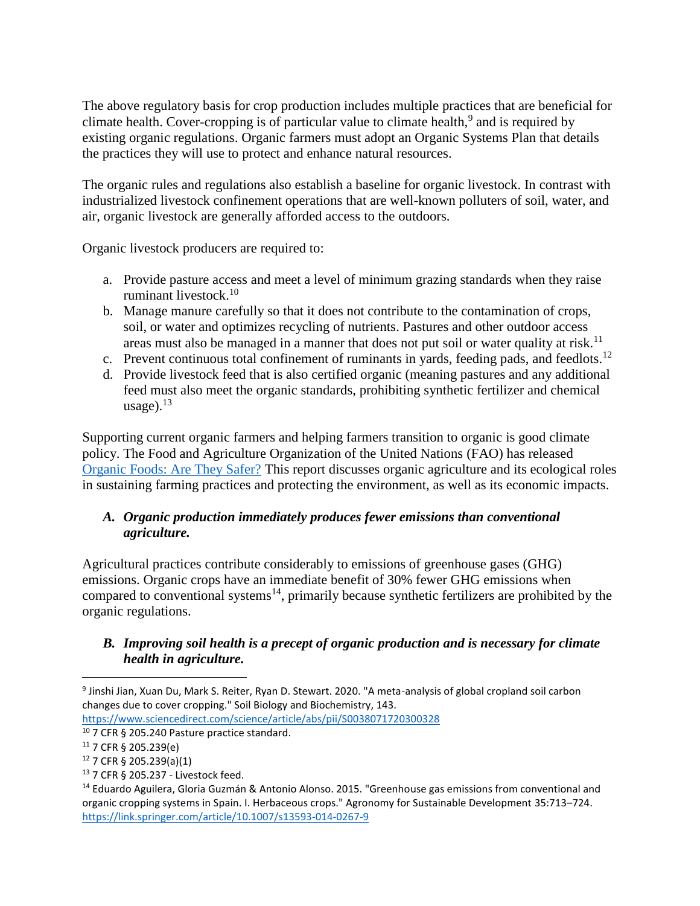The above regulatory basis for crop production includes multiple practices that are beneficial for climate health. Cover-cropping is of particular value to climate health,[9] and is required by existing organic regulations. Organic farmers must adopt an Organic Systems Plan that details the practices they will use to protect and enhance natural resources.

The organic rules and regulations also establish a baseline for organic livestock. In contrast with industrialized livestock confinement operations that are well-known polluters of soil, water, and air, organic livestock are generally afforded access to the outdoors.

Organic livestock producers are required to:

a. Provide pasture access and meet a level of minimum grazing standards when they raise ruminant livestock.[10]
b. Manage manure carefully so that it does not contribute to the contamination of crops, soil, or water and optimizes recycling of nutrients. Pastures and other outdoor access areas must also be managed in a manner that does not put soil or water quality at risk.[11]
c. Prevent continuous total confinement of ruminants in yards, feeding pads, and feedlots.[12]
d. Provide livestock feed that is also certified organic (meaning pastures and any additional feed must also meet the organic standards, prohibiting synthetic fertilizer and chemical usage).[13]

Supporting current organic farmers and helping farmers transition to organic is good climate policy. The Food and Agriculture Organization of the United Nations (FAO) has released [Organic Foods: Are They Safer?] This report discusses organic agriculture and its ecological roles in sustaining farming practices and protecting the environment, as well as its economic impacts.

### *A. Organic production immediately produces fewer emissions than conventional agriculture.*

Agricultural practices contribute considerably to emissions of greenhouse gases (GHG) emissions. Organic crops have an immediate benefit of 30% fewer GHG emissions when compared to conventional systems[14], primarily because synthetic fertilizers are prohibited by the organic regulations.

### *B. Improving soil health is a precept of organic production and is necessary for climate health in agriculture.*

---

[9] Jinshi Jian, Xuan Du, Mark S. Reiter, Ryan D. Stewart. 2020. "A meta-analysis of global cropland soil carbon changes due to cover cropping." Soil Biology and Biochemistry, 143. https://www.sciencedirect.com/science/article/abs/pii/S0038071720300328

[10] 7 CFR § 205.240 Pasture practice standard.

[11] 7 CFR § 205.239(e)

[12] 7 CFR § 205.239(a)(1)

[13] 7 CFR § 205.237 - Livestock feed.

[14] Eduardo Aguilera, Gloria Guzmán & Antonio Alonso. 2015. "Greenhouse gas emissions from conventional and organic cropping systems in Spain. I. Herbaceous crops." Agronomy for Sustainable Development 35:713–724. https://link.springer.com/article/10.1007/s13593-014-0267-9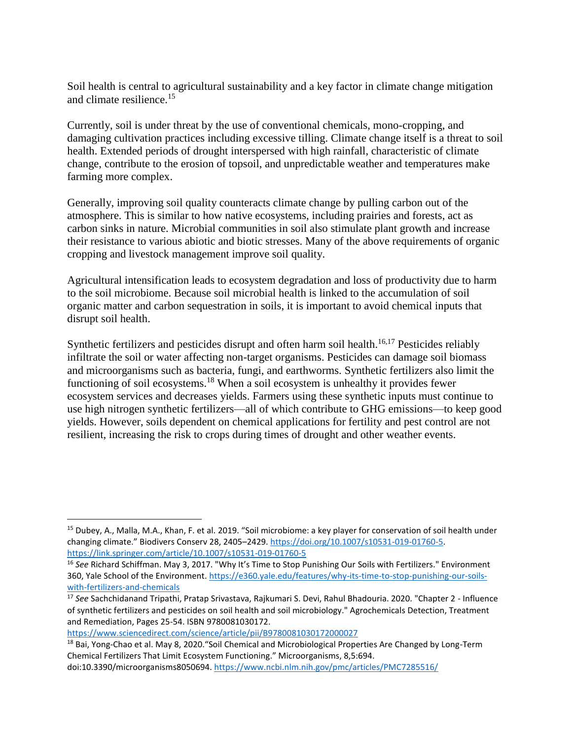Soil health is central to agricultural sustainability and a key factor in climate change mitigation and climate resilience.[15]

Currently, soil is under threat by the use of conventional chemicals, mono-cropping, and damaging cultivation practices including excessive tilling. Climate change itself is a threat to soil health. Extended periods of drought interspersed with high rainfall, characteristic of climate change, contribute to the erosion of topsoil, and unpredictable weather and temperatures make farming more complex.

Generally, improving soil quality counteracts climate change by pulling carbon out of the atmosphere. This is similar to how native ecosystems, including prairies and forests, act as carbon sinks in nature. Microbial communities in soil also stimulate plant growth and increase their resistance to various abiotic and biotic stresses. Many of the above requirements of organic cropping and livestock management improve soil quality.

Agricultural intensification leads to ecosystem degradation and loss of productivity due to harm to the soil microbiome. Because soil microbial health is linked to the accumulation of soil organic matter and carbon sequestration in soils, it is important to avoid chemical inputs that disrupt soil health.

Synthetic fertilizers and pesticides disrupt and often harm soil health.[16,17] Pesticides reliably infiltrate the soil or water affecting non-target organisms. Pesticides can damage soil biomass and microorganisms such as bacteria, fungi, and earthworms. Synthetic fertilizers also limit the functioning of soil ecosystems.[18] When a soil ecosystem is unhealthy it provides fewer ecosystem services and decreases yields. Farmers using these synthetic inputs must continue to use high nitrogen synthetic fertilizers—all of which contribute to GHG emissions—to keep good yields. However, soils dependent on chemical applications for fertility and pest control are not resilient, increasing the risk to crops during times of drought and other weather events.

---

[15] Dubey, A., Malla, M.A., Khan, F. et al. 2019. "Soil microbiome: a key player for conservation of soil health under changing climate." Biodivers Conserv 28, 2405–2429. https://doi.org/10.1007/s10531-019-01760-5. https://link.springer.com/article/10.1007/s10531-019-01760-5

[16] *See* Richard Schiffman. May 3, 2017. "Why It's Time to Stop Punishing Our Soils with Fertilizers." Environment 360, Yale School of the Environment. https://e360.yale.edu/features/why-its-time-to-stop-punishing-our-soils-with-fertilizers-and-chemicals

[17] *See* Sachchidanand Tripathi, Pratap Srivastava, Rajkumari S. Devi, Rahul Bhadouria. 2020. "Chapter 2 - Influence of synthetic fertilizers and pesticides on soil health and soil microbiology." Agrochemicals Detection, Treatment and Remediation, Pages 25-54. ISBN 9780081030172. https://www.sciencedirect.com/science/article/pii/B9780081030172000027

[18] Bai, Yong-Chao et al. May 8, 2020."Soil Chemical and Microbiological Properties Are Changed by Long-Term Chemical Fertilizers That Limit Ecosystem Functioning." Microorganisms, 8,5:694. doi:10.3390/microorganisms8050694. https://www.ncbi.nlm.nih.gov/pmc/articles/PMC7285516/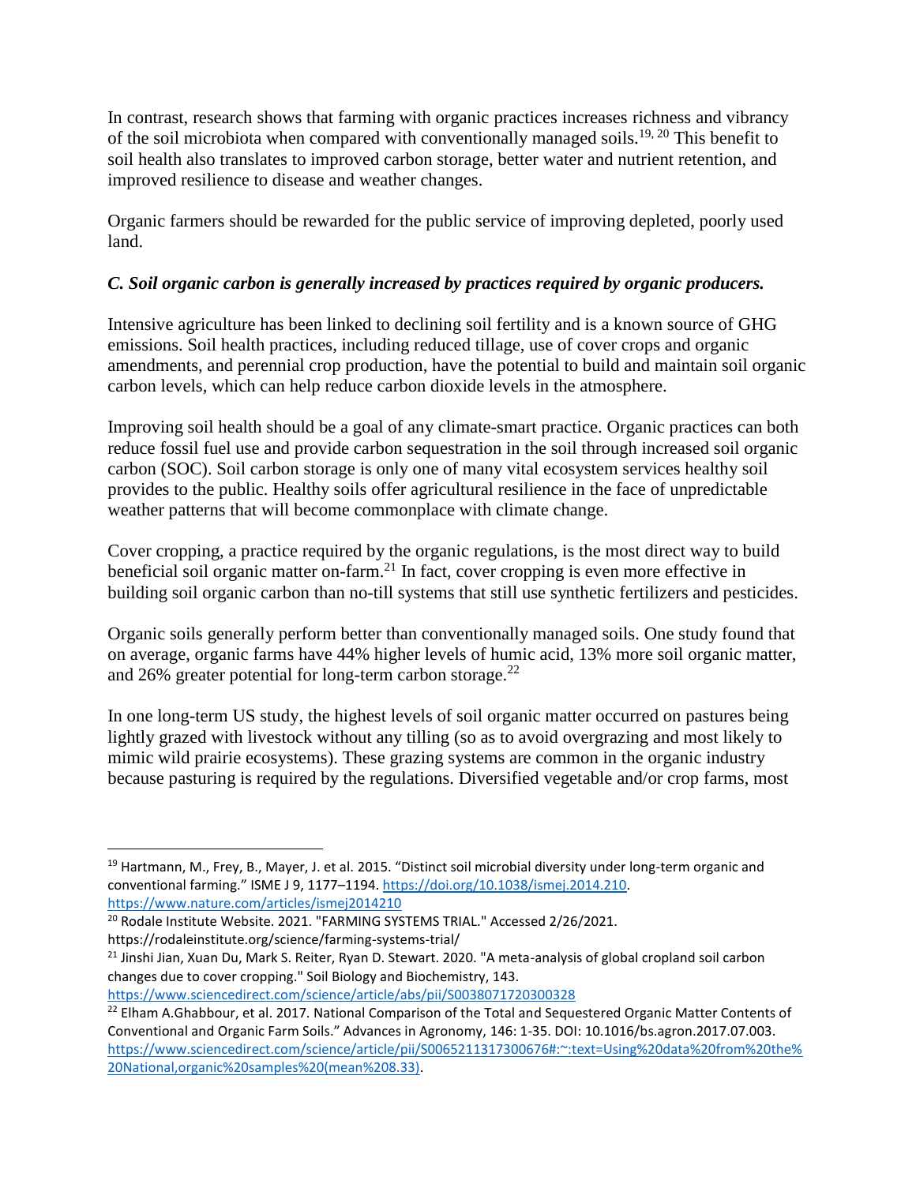In contrast, research shows that farming with organic practices increases richness and vibrancy of the soil microbiota when compared with conventionally managed soils.[19, 20] This benefit to soil health also translates to improved carbon storage, better water and nutrient retention, and improved resilience to disease and weather changes.

Organic farmers should be rewarded for the public service of improving depleted, poorly used land.

### *C. Soil organic carbon is generally increased by practices required by organic producers.*

Intensive agriculture has been linked to declining soil fertility and is a known source of GHG emissions. Soil health practices, including reduced tillage, use of cover crops and organic amendments, and perennial crop production, have the potential to build and maintain soil organic carbon levels, which can help reduce carbon dioxide levels in the atmosphere.

Improving soil health should be a goal of any climate-smart practice. Organic practices can both reduce fossil fuel use and provide carbon sequestration in the soil through increased soil organic carbon (SOC). Soil carbon storage is only one of many vital ecosystem services healthy soil provides to the public. Healthy soils offer agricultural resilience in the face of unpredictable weather patterns that will become commonplace with climate change.

Cover cropping, a practice required by the organic regulations, is the most direct way to build beneficial soil organic matter on-farm.[21] In fact, cover cropping is even more effective in building soil organic carbon than no-till systems that still use synthetic fertilizers and pesticides.

Organic soils generally perform better than conventionally managed soils. One study found that on average, organic farms have 44% higher levels of humic acid, 13% more soil organic matter, and 26% greater potential for long-term carbon storage.[22]

In one long-term US study, the highest levels of soil organic matter occurred on pastures being lightly grazed with livestock without any tilling (so as to avoid overgrazing and most likely to mimic wild prairie ecosystems). These grazing systems are common in the organic industry because pasturing is required by the regulations. Diversified vegetable and/or crop farms, most

---

[19] Hartmann, M., Frey, B., Mayer, J. et al. 2015. "Distinct soil microbial diversity under long-term organic and conventional farming." ISME J 9, 1177–1194. https://doi.org/10.1038/ismej.2014.210. https://www.nature.com/articles/ismej2014210

[20] Rodale Institute Website. 2021. "FARMING SYSTEMS TRIAL." Accessed 2/26/2021. https://rodaleinstitute.org/science/farming-systems-trial/

[21] Jinshi Jian, Xuan Du, Mark S. Reiter, Ryan D. Stewart. 2020. "A meta-analysis of global cropland soil carbon changes due to cover cropping." Soil Biology and Biochemistry, 143. https://www.sciencedirect.com/science/article/abs/pii/S0038071720300328

[22] Elham A.Ghabbour, et al. 2017. National Comparison of the Total and Sequestered Organic Matter Contents of Conventional and Organic Farm Soils." Advances in Agronomy, 146: 1-35. DOI: 10.1016/bs.agron.2017.07.003. https://www.sciencedirect.com/science/article/pii/S0065211317300676#:~:text=Using%20data%20from%20the%20National,organic%20samples%20(mean%208.33).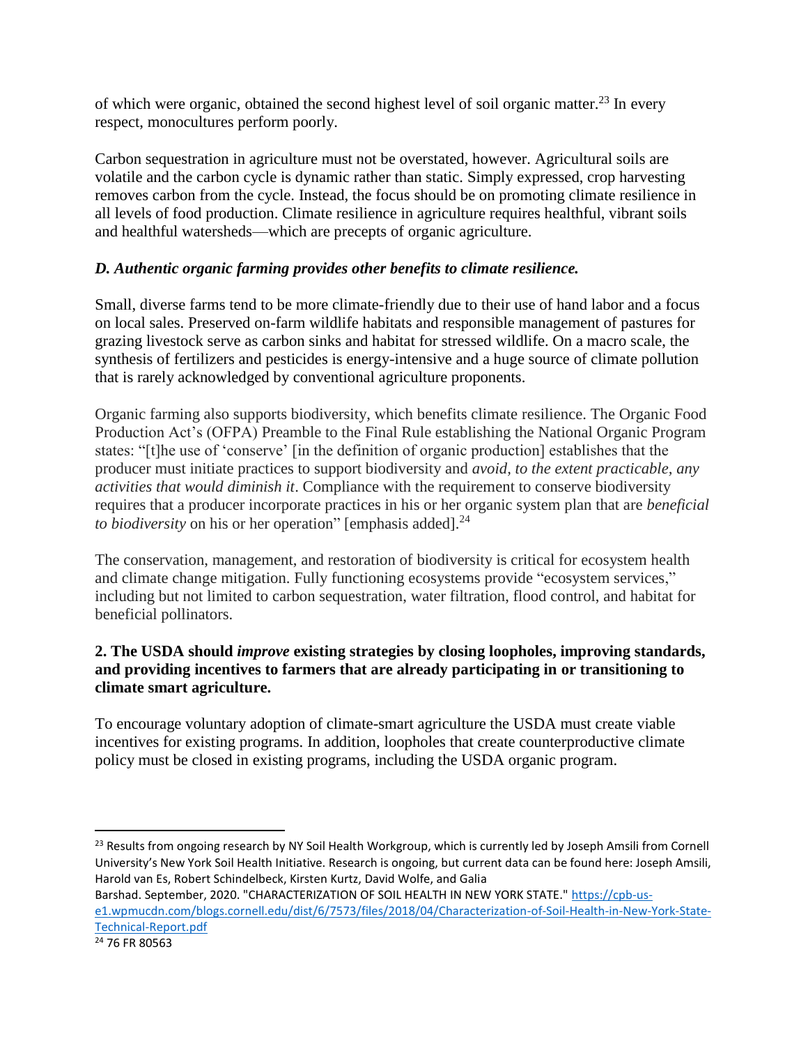of which were organic, obtained the second highest level of soil organic matter.[23] In every respect, monocultures perform poorly.

Carbon sequestration in agriculture must not be overstated, however. Agricultural soils are volatile and the carbon cycle is dynamic rather than static. Simply expressed, crop harvesting removes carbon from the cycle. Instead, the focus should be on promoting climate resilience in all levels of food production. Climate resilience in agriculture requires healthful, vibrant soils and healthful watersheds—which are precepts of organic agriculture.

### *D. Authentic organic farming provides other benefits to climate resilience.*

Small, diverse farms tend to be more climate-friendly due to their use of hand labor and a focus on local sales. Preserved on-farm wildlife habitats and responsible management of pastures for grazing livestock serve as carbon sinks and habitat for stressed wildlife. On a macro scale, the synthesis of fertilizers and pesticides is energy-intensive and a huge source of climate pollution that is rarely acknowledged by conventional agriculture proponents.

Organic farming also supports biodiversity, which benefits climate resilience. The Organic Food Production Act's (OFPA) Preamble to the Final Rule establishing the National Organic Program states: "[t]he use of 'conserve' [in the definition of organic production] establishes that the producer must initiate practices to support biodiversity and *avoid, to the extent practicable, any activities that would diminish it*. Compliance with the requirement to conserve biodiversity requires that a producer incorporate practices in his or her organic system plan that are *beneficial to biodiversity* on his or her operation" [emphasis added].[24]

The conservation, management, and restoration of biodiversity is critical for ecosystem health and climate change mitigation. Fully functioning ecosystems provide "ecosystem services," including but not limited to carbon sequestration, water filtration, flood control, and habitat for beneficial pollinators.

### 2. The USDA should *improve* existing strategies by closing loopholes, improving standards, and providing incentives to farmers that are already participating in or transitioning to climate smart agriculture.

To encourage voluntary adoption of climate-smart agriculture the USDA must create viable incentives for existing programs. In addition, loopholes that create counterproductive climate policy must be closed in existing programs, including the USDA organic program.

---

[23] Results from ongoing research by NY Soil Health Workgroup, which is currently led by Joseph Amsili from Cornell University's New York Soil Health Initiative. Research is ongoing, but current data can be found here: Joseph Amsili, Harold van Es, Robert Schindelbeck, Kirsten Kurtz, David Wolfe, and Galia Barshad. September, 2020. "CHARACTERIZATION OF SOIL HEALTH IN NEW YORK STATE." https://cpb-us-e1.wpmucdn.com/blogs.cornell.edu/dist/6/7573/files/2018/04/Characterization-of-Soil-Health-in-New-York-State-Technical-Report.pdf

[24] 76 FR 80563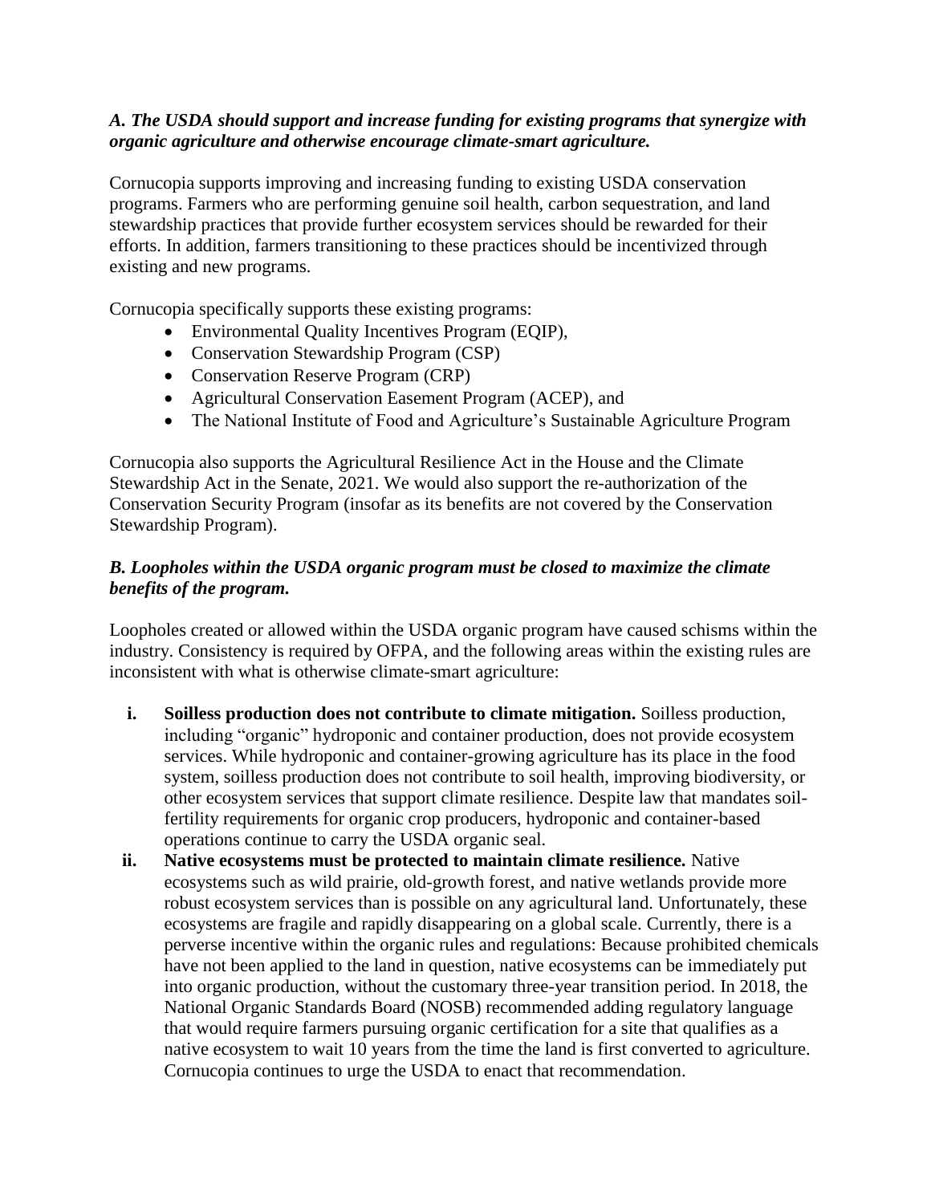***A. The USDA should support and increase funding for existing programs that synergize with organic agriculture and otherwise encourage climate-smart agriculture.***

Cornucopia supports improving and increasing funding to existing USDA conservation programs. Farmers who are performing genuine soil health, carbon sequestration, and land stewardship practices that provide further ecosystem services should be rewarded for their efforts. In addition, farmers transitioning to these practices should be incentivized through existing and new programs.

Cornucopia specifically supports these existing programs:

- Environmental Quality Incentives Program (EQIP),
- Conservation Stewardship Program (CSP)
- Conservation Reserve Program (CRP)
- Agricultural Conservation Easement Program (ACEP), and
- The National Institute of Food and Agriculture's Sustainable Agriculture Program

Cornucopia also supports the Agricultural Resilience Act in the House and the Climate Stewardship Act in the Senate, 2021. We would also support the re-authorization of the Conservation Security Program (insofar as its benefits are not covered by the Conservation Stewardship Program).

***B. Loopholes within the USDA organic program must be closed to maximize the climate benefits of the program.***

Loopholes created or allowed within the USDA organic program have caused schisms within the industry. Consistency is required by OFPA, and the following areas within the existing rules are inconsistent with what is otherwise climate-smart agriculture:

i. **Soilless production does not contribute to climate mitigation.** Soilless production, including "organic" hydroponic and container production, does not provide ecosystem services. While hydroponic and container-growing agriculture has its place in the food system, soilless production does not contribute to soil health, improving biodiversity, or other ecosystem services that support climate resilience. Despite law that mandates soil-fertility requirements for organic crop producers, hydroponic and container-based operations continue to carry the USDA organic seal.

ii. **Native ecosystems must be protected to maintain climate resilience.** Native ecosystems such as wild prairie, old-growth forest, and native wetlands provide more robust ecosystem services than is possible on any agricultural land. Unfortunately, these ecosystems are fragile and rapidly disappearing on a global scale. Currently, there is a perverse incentive within the organic rules and regulations: Because prohibited chemicals have not been applied to the land in question, native ecosystems can be immediately put into organic production, without the customary three-year transition period. In 2018, the National Organic Standards Board (NOSB) recommended adding regulatory language that would require farmers pursuing organic certification for a site that qualifies as a native ecosystem to wait 10 years from the time the land is first converted to agriculture. Cornucopia continues to urge the USDA to enact that recommendation.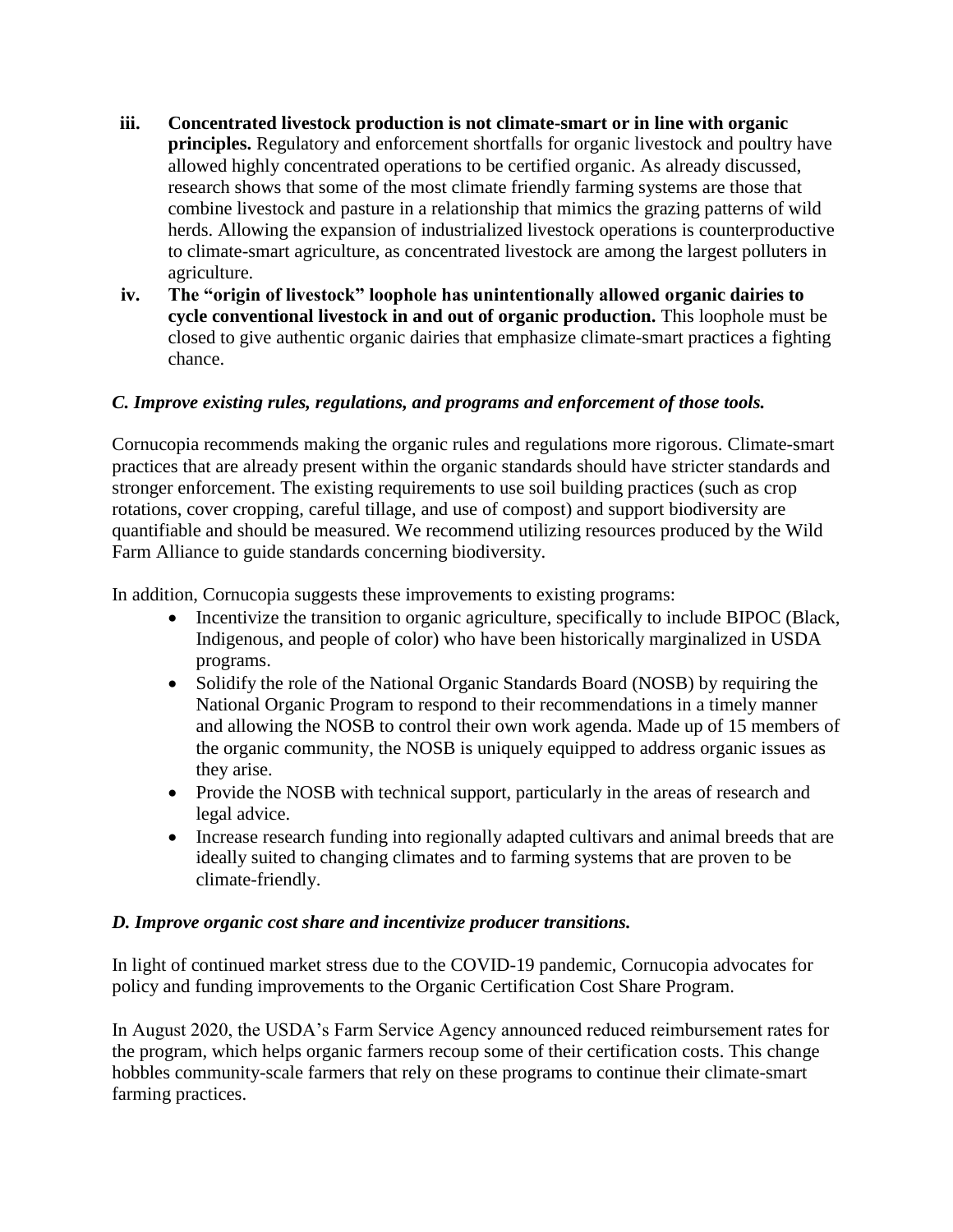iii. **Concentrated livestock production is not climate-smart or in line with organic principles.** Regulatory and enforcement shortfalls for organic livestock and poultry have allowed highly concentrated operations to be certified organic. As already discussed, research shows that some of the most climate friendly farming systems are those that combine livestock and pasture in a relationship that mimics the grazing patterns of wild herds. Allowing the expansion of industrialized livestock operations is counterproductive to climate-smart agriculture, as concentrated livestock are among the largest polluters in agriculture.

iv. **The "origin of livestock" loophole has unintentionally allowed organic dairies to cycle conventional livestock in and out of organic production.** This loophole must be closed to give authentic organic dairies that emphasize climate-smart practices a fighting chance.

### *C. Improve existing rules, regulations, and programs and enforcement of those tools.*

Cornucopia recommends making the organic rules and regulations more rigorous. Climate-smart practices that are already present within the organic standards should have stricter standards and stronger enforcement. The existing requirements to use soil building practices (such as crop rotations, cover cropping, careful tillage, and use of compost) and support biodiversity are quantifiable and should be measured. We recommend utilizing resources produced by the Wild Farm Alliance to guide standards concerning biodiversity.

In addition, Cornucopia suggests these improvements to existing programs:

- Incentivize the transition to organic agriculture, specifically to include BIPOC (Black, Indigenous, and people of color) who have been historically marginalized in USDA programs.
- Solidify the role of the National Organic Standards Board (NOSB) by requiring the National Organic Program to respond to their recommendations in a timely manner and allowing the NOSB to control their own work agenda. Made up of 15 members of the organic community, the NOSB is uniquely equipped to address organic issues as they arise.
- Provide the NOSB with technical support, particularly in the areas of research and legal advice.
- Increase research funding into regionally adapted cultivars and animal breeds that are ideally suited to changing climates and to farming systems that are proven to be climate-friendly.

### *D. Improve organic cost share and incentivize producer transitions.*

In light of continued market stress due to the COVID-19 pandemic, Cornucopia advocates for policy and funding improvements to the Organic Certification Cost Share Program.

In August 2020, the USDA's Farm Service Agency announced reduced reimbursement rates for the program, which helps organic farmers recoup some of their certification costs. This change hobbles community-scale farmers that rely on these programs to continue their climate-smart farming practices.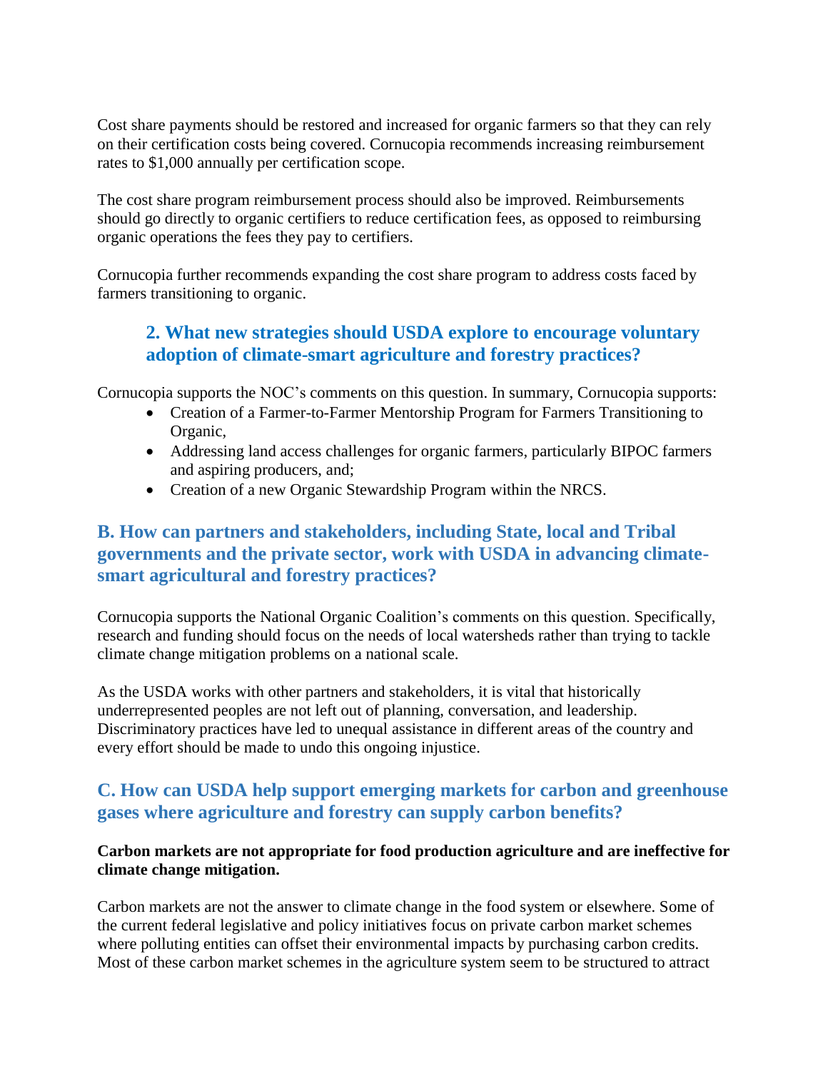Cost share payments should be restored and increased for organic farmers so that they can rely on their certification costs being covered. Cornucopia recommends increasing reimbursement rates to $1,000 annually per certification scope.

The cost share program reimbursement process should also be improved. Reimbursements should go directly to organic certifiers to reduce certification fees, as opposed to reimbursing organic operations the fees they pay to certifiers.

Cornucopia further recommends expanding the cost share program to address costs faced by farmers transitioning to organic.

### 2. What new strategies should USDA explore to encourage voluntary adoption of climate-smart agriculture and forestry practices?

Cornucopia supports the NOC's comments on this question. In summary, Cornucopia supports:

- Creation of a Farmer-to-Farmer Mentorship Program for Farmers Transitioning to Organic,
- Addressing land access challenges for organic farmers, particularly BIPOC farmers and aspiring producers, and;
- Creation of a new Organic Stewardship Program within the NRCS.

## B. How can partners and stakeholders, including State, local and Tribal governments and the private sector, work with USDA in advancing climate-smart agricultural and forestry practices?

Cornucopia supports the National Organic Coalition's comments on this question. Specifically, research and funding should focus on the needs of local watersheds rather than trying to tackle climate change mitigation problems on a national scale.

As the USDA works with other partners and stakeholders, it is vital that historically underrepresented peoples are not left out of planning, conversation, and leadership. Discriminatory practices have led to unequal assistance in different areas of the country and every effort should be made to undo this ongoing injustice.

## C. How can USDA help support emerging markets for carbon and greenhouse gases where agriculture and forestry can supply carbon benefits?

**Carbon markets are not appropriate for food production agriculture and are ineffective for climate change mitigation.**

Carbon markets are not the answer to climate change in the food system or elsewhere. Some of the current federal legislative and policy initiatives focus on private carbon market schemes where polluting entities can offset their environmental impacts by purchasing carbon credits. Most of these carbon market schemes in the agriculture system seem to be structured to attract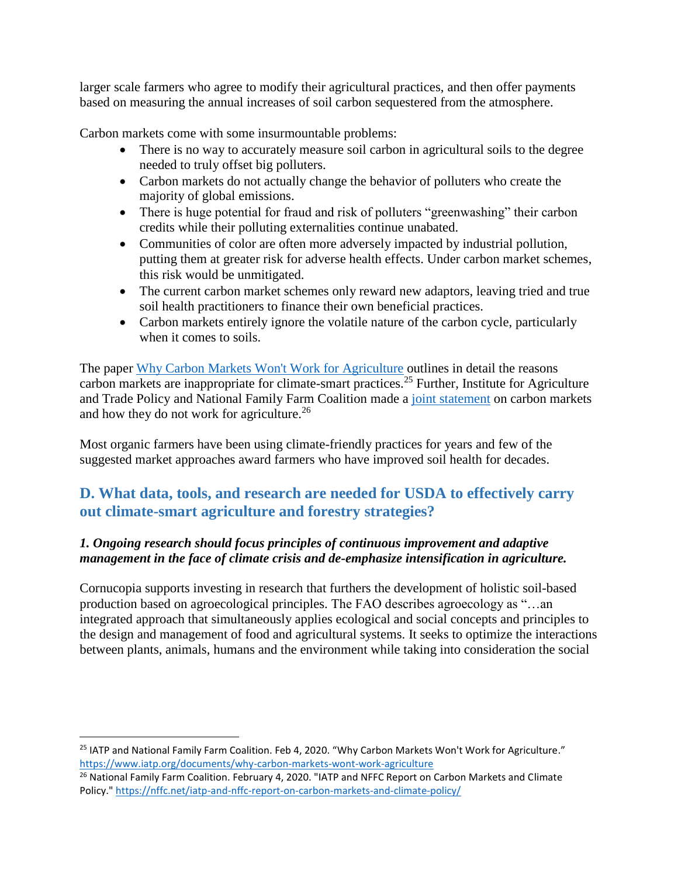larger scale farmers who agree to modify their agricultural practices, and then offer payments based on measuring the annual increases of soil carbon sequestered from the atmosphere.

Carbon markets come with some insurmountable problems:

- There is no way to accurately measure soil carbon in agricultural soils to the degree needed to truly offset big polluters.
- Carbon markets do not actually change the behavior of polluters who create the majority of global emissions.
- There is huge potential for fraud and risk of polluters "greenwashing" their carbon credits while their polluting externalities continue unabated.
- Communities of color are often more adversely impacted by industrial pollution, putting them at greater risk for adverse health effects. Under carbon market schemes, this risk would be unmitigated.
- The current carbon market schemes only reward new adaptors, leaving tried and true soil health practitioners to finance their own beneficial practices.
- Carbon markets entirely ignore the volatile nature of the carbon cycle, particularly when it comes to soils.

The paper [Why Carbon Markets Won't Work for Agriculture](https://www.iatp.org/documents/why-carbon-markets-wont-work-agriculture) outlines in detail the reasons carbon markets are inappropriate for climate-smart practices.[25] Further, Institute for Agriculture and Trade Policy and National Family Farm Coalition made a [joint statement](https://nffc.net/iatp-and-nffc-report-on-carbon-markets-and-climate-policy/) on carbon markets and how they do not work for agriculture.[26]

Most organic farmers have been using climate-friendly practices for years and few of the suggested market approaches award farmers who have improved soil health for decades.

## D. What data, tools, and research are needed for USDA to effectively carry out climate-smart agriculture and forestry strategies?

### *1. Ongoing research should focus principles of continuous improvement and adaptive management in the face of climate crisis and de-emphasize intensification in agriculture.*

Cornucopia supports investing in research that furthers the development of holistic soil-based production based on agroecological principles. The FAO describes agroecology as "…an integrated approach that simultaneously applies ecological and social concepts and principles to the design and management of food and agricultural systems. It seeks to optimize the interactions between plants, animals, humans and the environment while taking into consideration the social

---

[25] IATP and National Family Farm Coalition. Feb 4, 2020. "Why Carbon Markets Won't Work for Agriculture." https://www.iatp.org/documents/why-carbon-markets-wont-work-agriculture

[26] National Family Farm Coalition. February 4, 2020. "IATP and NFFC Report on Carbon Markets and Climate Policy." https://nffc.net/iatp-and-nffc-report-on-carbon-markets-and-climate-policy/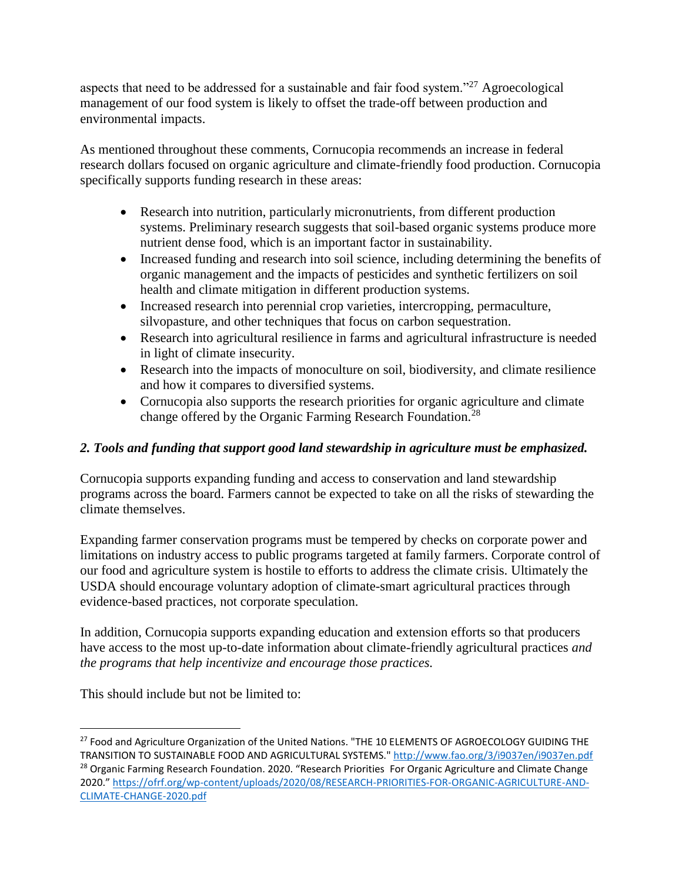aspects that need to be addressed for a sustainable and fair food system."[27] Agroecological management of our food system is likely to offset the trade-off between production and environmental impacts.

As mentioned throughout these comments, Cornucopia recommends an increase in federal research dollars focused on organic agriculture and climate-friendly food production. Cornucopia specifically supports funding research in these areas:

- Research into nutrition, particularly micronutrients, from different production systems. Preliminary research suggests that soil-based organic systems produce more nutrient dense food, which is an important factor in sustainability.
- Increased funding and research into soil science, including determining the benefits of organic management and the impacts of pesticides and synthetic fertilizers on soil health and climate mitigation in different production systems.
- Increased research into perennial crop varieties, intercropping, permaculture, silvopasture, and other techniques that focus on carbon sequestration.
- Research into agricultural resilience in farms and agricultural infrastructure is needed in light of climate insecurity.
- Research into the impacts of monoculture on soil, biodiversity, and climate resilience and how it compares to diversified systems.
- Cornucopia also supports the research priorities for organic agriculture and climate change offered by the Organic Farming Research Foundation.[28]

### *2. Tools and funding that support good land stewardship in agriculture must be emphasized.*

Cornucopia supports expanding funding and access to conservation and land stewardship programs across the board. Farmers cannot be expected to take on all the risks of stewarding the climate themselves.

Expanding farmer conservation programs must be tempered by checks on corporate power and limitations on industry access to public programs targeted at family farmers. Corporate control of our food and agriculture system is hostile to efforts to address the climate crisis. Ultimately the USDA should encourage voluntary adoption of climate-smart agricultural practices through evidence-based practices, not corporate speculation.

In addition, Cornucopia supports expanding education and extension efforts so that producers have access to the most up-to-date information about climate-friendly agricultural practices *and the programs that help incentivize and encourage those practices.*

This should include but not be limited to:

---

[27] Food and Agriculture Organization of the United Nations. "THE 10 ELEMENTS OF AGROECOLOGY GUIDING THE TRANSITION TO SUSTAINABLE FOOD AND AGRICULTURAL SYSTEMS." http://www.fao.org/3/i9037en/i9037en.pdf

[28] Organic Farming Research Foundation. 2020. "Research Priorities For Organic Agriculture and Climate Change 2020." https://ofrf.org/wp-content/uploads/2020/08/RESEARCH-PRIORITIES-FOR-ORGANIC-AGRICULTURE-AND-CLIMATE-CHANGE-2020.pdf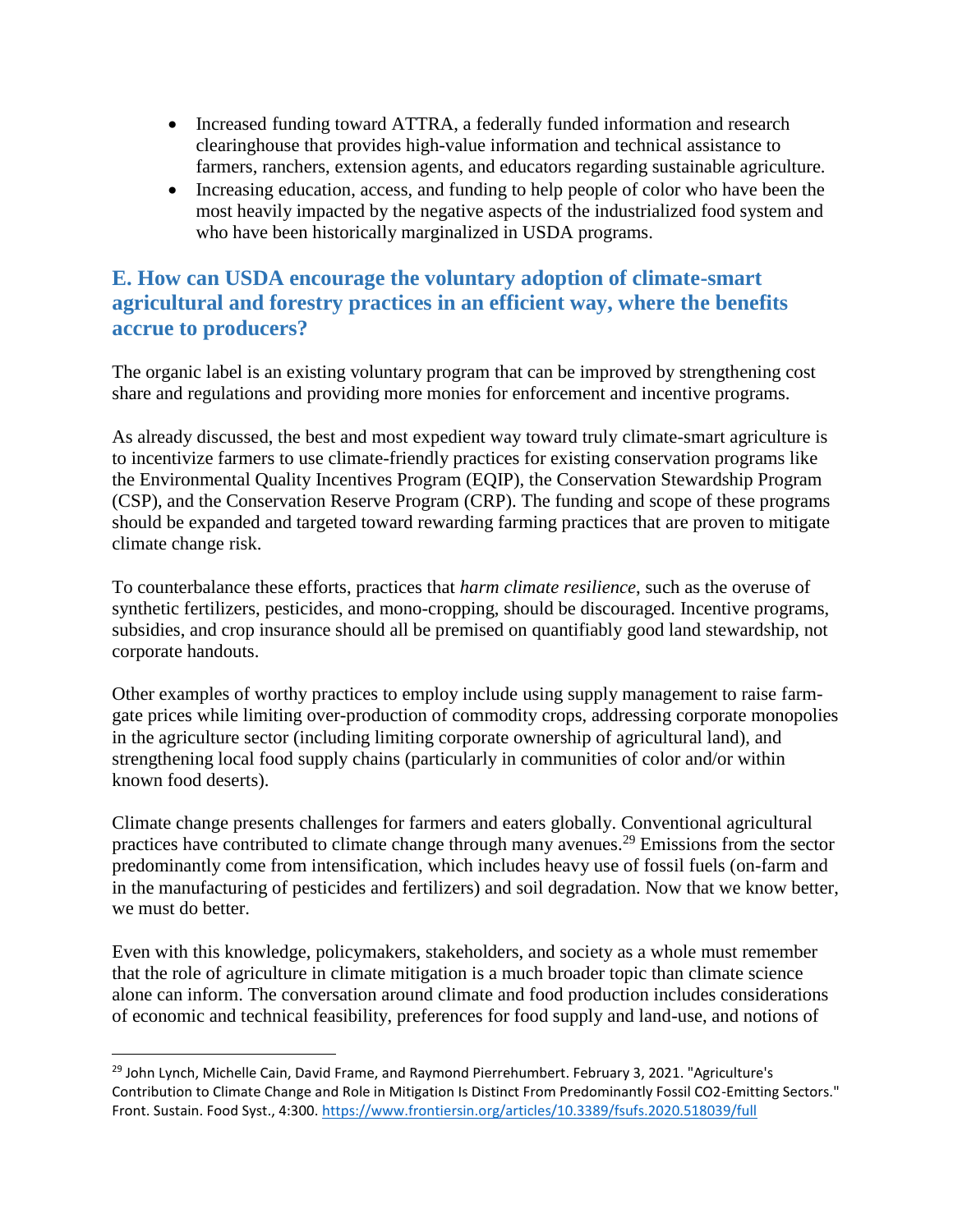- Increased funding toward ATTRA, a federally funded information and research clearinghouse that provides high-value information and technical assistance to farmers, ranchers, extension agents, and educators regarding sustainable agriculture.
- Increasing education, access, and funding to help people of color who have been the most heavily impacted by the negative aspects of the industrialized food system and who have been historically marginalized in USDA programs.

## E. How can USDA encourage the voluntary adoption of climate-smart agricultural and forestry practices in an efficient way, where the benefits accrue to producers?

The organic label is an existing voluntary program that can be improved by strengthening cost share and regulations and providing more monies for enforcement and incentive programs.

As already discussed, the best and most expedient way toward truly climate-smart agriculture is to incentivize farmers to use climate-friendly practices for existing conservation programs like the Environmental Quality Incentives Program (EQIP), the Conservation Stewardship Program (CSP), and the Conservation Reserve Program (CRP). The funding and scope of these programs should be expanded and targeted toward rewarding farming practices that are proven to mitigate climate change risk.

To counterbalance these efforts, practices that *harm climate resilience*, such as the overuse of synthetic fertilizers, pesticides, and mono-cropping, should be discouraged. Incentive programs, subsidies, and crop insurance should all be premised on quantifiably good land stewardship, not corporate handouts.

Other examples of worthy practices to employ include using supply management to raise farm-gate prices while limiting over-production of commodity crops, addressing corporate monopolies in the agriculture sector (including limiting corporate ownership of agricultural land), and strengthening local food supply chains (particularly in communities of color and/or within known food deserts).

Climate change presents challenges for farmers and eaters globally. Conventional agricultural practices have contributed to climate change through many avenues.[29] Emissions from the sector predominantly come from intensification, which includes heavy use of fossil fuels (on-farm and in the manufacturing of pesticides and fertilizers) and soil degradation. Now that we know better, we must do better.

Even with this knowledge, policymakers, stakeholders, and society as a whole must remember that the role of agriculture in climate mitigation is a much broader topic than climate science alone can inform. The conversation around climate and food production includes considerations of economic and technical feasibility, preferences for food supply and land-use, and notions of

---

[29] John Lynch, Michelle Cain, David Frame, and Raymond Pierrehumbert. February 3, 2021. "Agriculture's Contribution to Climate Change and Role in Mitigation Is Distinct From Predominantly Fossil CO2-Emitting Sectors." Front. Sustain. Food Syst., 4:300. https://www.frontiersin.org/articles/10.3389/fsufs.2020.518039/full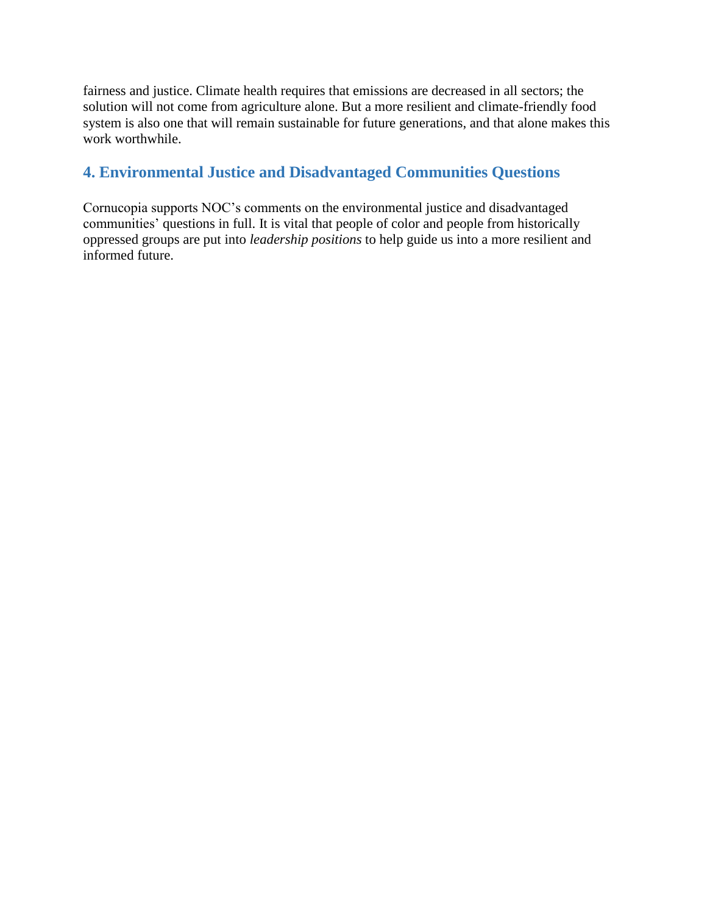fairness and justice. Climate health requires that emissions are decreased in all sectors; the solution will not come from agriculture alone. But a more resilient and climate-friendly food system is also one that will remain sustainable for future generations, and that alone makes this work worthwhile.

## 4. Environmental Justice and Disadvantaged Communities Questions

Cornucopia supports NOC's comments on the environmental justice and disadvantaged communities' questions in full. It is vital that people of color and people from historically oppressed groups are put into *leadership positions* to help guide us into a more resilient and informed future.